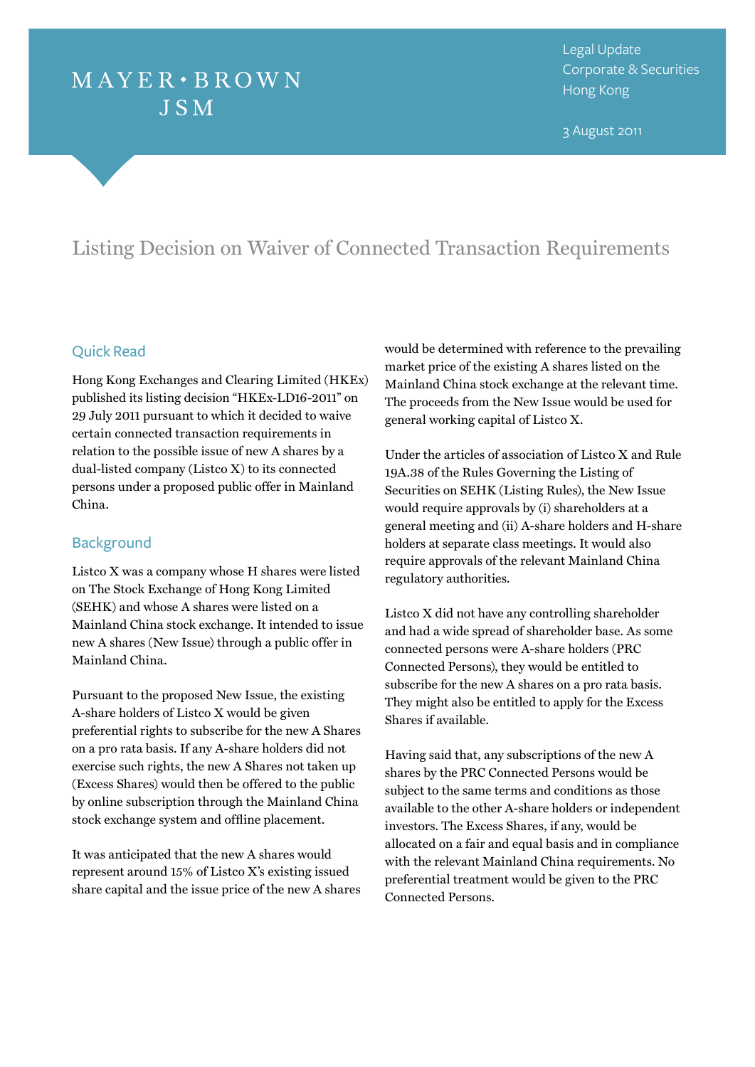MAYER • BROWN JSM

Legal Update
Corporate & Securities
Hong Kong

3 August 2011

# Listing Decision on Waiver of Connected Transaction Requirements

## Quick Read

Hong Kong Exchanges and Clearing Limited (HKEx) published its listing decision "HKEx-LD16-2011" on 29 July 2011 pursuant to which it decided to waive certain connected transaction requirements in relation to the possible issue of new A shares by a dual-listed company (Listco X) to its connected persons under a proposed public offer in Mainland China.

## Background

Listco X was a company whose H shares were listed on The Stock Exchange of Hong Kong Limited (SEHK) and whose A shares were listed on a Mainland China stock exchange. It intended to issue new A shares (New Issue) through a public offer in Mainland China.

Pursuant to the proposed New Issue, the existing A-share holders of Listco X would be given preferential rights to subscribe for the new A Shares on a pro rata basis. If any A-share holders did not exercise such rights, the new A Shares not taken up (Excess Shares) would then be offered to the public by online subscription through the Mainland China stock exchange system and offline placement.

It was anticipated that the new A shares would represent around 15% of Listco X's existing issued share capital and the issue price of the new A shares would be determined with reference to the prevailing market price of the existing A shares listed on the Mainland China stock exchange at the relevant time. The proceeds from the New Issue would be used for general working capital of Listco X.

Under the articles of association of Listco X and Rule 19A.38 of the Rules Governing the Listing of Securities on SEHK (Listing Rules), the New Issue would require approvals by (i) shareholders at a general meeting and (ii) A-share holders and H-share holders at separate class meetings. It would also require approvals of the relevant Mainland China regulatory authorities.

Listco X did not have any controlling shareholder and had a wide spread of shareholder base. As some connected persons were A-share holders (PRC Connected Persons), they would be entitled to subscribe for the new A shares on a pro rata basis. They might also be entitled to apply for the Excess Shares if available.

Having said that, any subscriptions of the new A shares by the PRC Connected Persons would be subject to the same terms and conditions as those available to the other A-share holders or independent investors. The Excess Shares, if any, would be allocated on a fair and equal basis and in compliance with the relevant Mainland China requirements. No preferential treatment would be given to the PRC Connected Persons.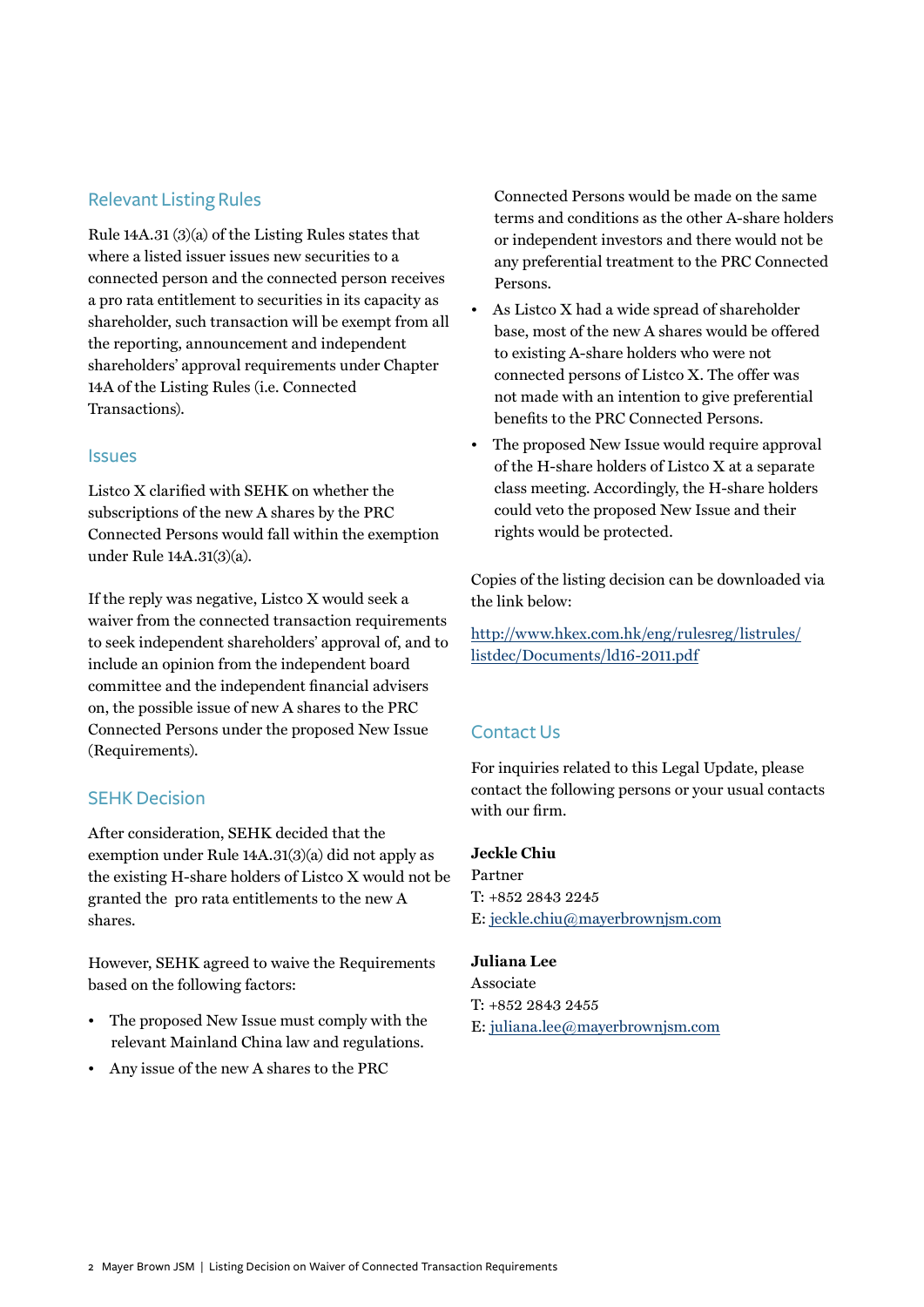## Relevant Listing Rules

Rule 14A.31 (3)(a) of the Listing Rules states that where a listed issuer issues new securities to a connected person and the connected person receives a pro rata entitlement to securities in its capacity as shareholder, such transaction will be exempt from all the reporting, announcement and independent shareholders' approval requirements under Chapter 14A of the Listing Rules (i.e. Connected Transactions).

## Issues

Listco X clarified with SEHK on whether the subscriptions of the new A shares by the PRC Connected Persons would fall within the exemption under Rule 14A.31(3)(a).

If the reply was negative, Listco X would seek a waiver from the connected transaction requirements to seek independent shareholders' approval of, and to include an opinion from the independent board committee and the independent financial advisers on, the possible issue of new A shares to the PRC Connected Persons under the proposed New Issue (Requirements).

## SEHK Decision

After consideration, SEHK decided that the exemption under Rule 14A.31(3)(a) did not apply as the existing H-share holders of Listco X would not be granted the pro rata entitlements to the new A shares.

However, SEHK agreed to waive the Requirements based on the following factors:

- The proposed New Issue must comply with the relevant Mainland China law and regulations.
- Any issue of the new A shares to the PRC Connected Persons would be made on the same terms and conditions as the other A-share holders or independent investors and there would not be any preferential treatment to the PRC Connected Persons.
- As Listco X had a wide spread of shareholder base, most of the new A shares would be offered to existing A-share holders who were not connected persons of Listco X. The offer was not made with an intention to give preferential benefits to the PRC Connected Persons.
- The proposed New Issue would require approval of the H-share holders of Listco X at a separate class meeting. Accordingly, the H-share holders could veto the proposed New Issue and their rights would be protected.

Copies of the listing decision can be downloaded via the link below:

http://www.hkex.com.hk/eng/rulesreg/listrules/listdec/Documents/ld16-2011.pdf

## Contact Us

For inquiries related to this Legal Update, please contact the following persons or your usual contacts with our firm.

**Jeckle Chiu**
Partner
T: +852 2843 2245
E: jeckle.chiu@mayerbrownjsm.com

**Juliana Lee**
Associate
T: +852 2843 2455
E: juliana.lee@mayerbrownjsm.com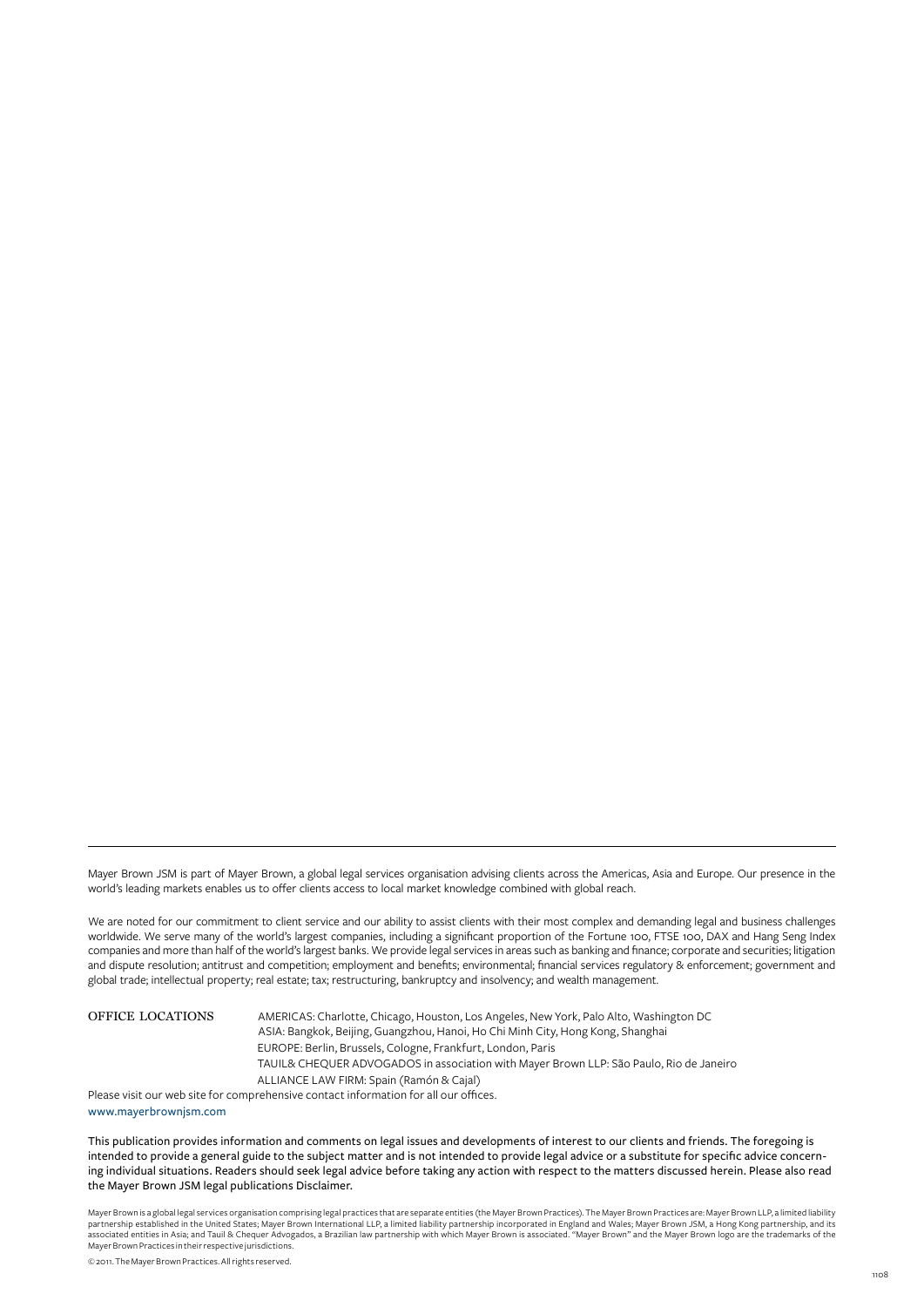Mayer Brown JSM is part of Mayer Brown, a global legal services organisation advising clients across the Americas, Asia and Europe. Our presence in the world's leading markets enables us to offer clients access to local market knowledge combined with global reach.

We are noted for our commitment to client service and our ability to assist clients with their most complex and demanding legal and business challenges worldwide. We serve many of the world's largest companies, including a significant proportion of the Fortune 100, FTSE 100, DAX and Hang Seng Index companies and more than half of the world's largest banks. We provide legal services in areas such as banking and finance; corporate and securities; litigation and dispute resolution; antitrust and competition; employment and benefits; environmental; financial services regulatory & enforcement; government and global trade; intellectual property; real estate; tax; restructuring, bankruptcy and insolvency; and wealth management.

**OFFICE LOCATIONS**

AMERICAS: Charlotte, Chicago, Houston, Los Angeles, New York, Palo Alto, Washington DC
ASIA: Bangkok, Beijing, Guangzhou, Hanoi, Ho Chi Minh City, Hong Kong, Shanghai
EUROPE: Berlin, Brussels, Cologne, Frankfurt, London, Paris
TAUIL& CHEQUER ADVOGADOS in association with Mayer Brown LLP: São Paulo, Rio de Janeiro
ALLIANCE LAW FIRM: Spain (Ramón & Cajal)

Please visit our web site for comprehensive contact information for all our offices.
www.mayerbrownjsm.com

This publication provides information and comments on legal issues and developments of interest to our clients and friends. The foregoing is intended to provide a general guide to the subject matter and is not intended to provide legal advice or a substitute for specific advice concerning individual situations. Readers should seek legal advice before taking any action with respect to the matters discussed herein. Please also read the Mayer Brown JSM legal publications Disclaimer.

Mayer Brown is a global legal services organisation comprising legal practices that are separate entities (the Mayer Brown Practices). The Mayer Brown Practices are: Mayer Brown LLP, a limited liability partnership established in the United States; Mayer Brown International LLP, a limited liability partnership incorporated in England and Wales; Mayer Brown JSM, a Hong Kong partnership, and its associated entities in Asia; and Tauil & Chequer Advogados, a Brazilian law partnership with which Mayer Brown is associated. "Mayer Brown" and the Mayer Brown logo are the trademarks of the Mayer Brown Practices in their respective jurisdictions.

© 2011. The Mayer Brown Practices. All rights reserved.

1108